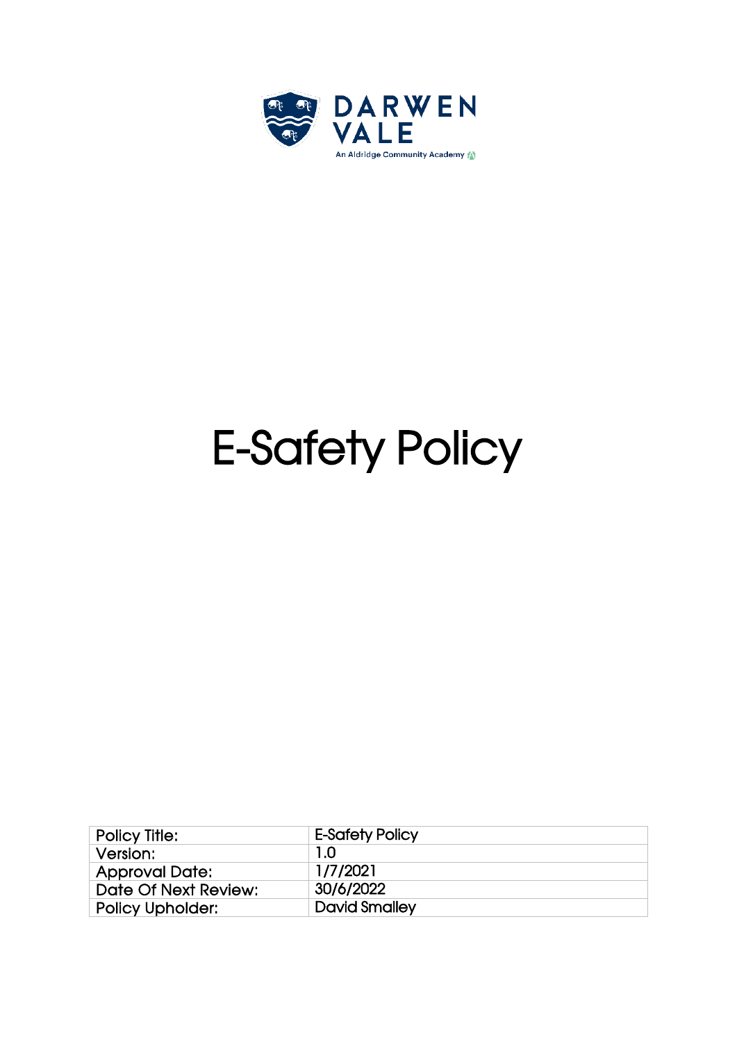DARWEN VALE

An Aldridge Community Academy

# E-Safety Policy

| Policy Title: | E-Safety Policy |
|---|---|
| Version: | 1.0 |
| Approval Date: | 1/7/2021 |
| Date Of Next Review: | 30/6/2022 |
| Policy Upholder: | David Smalley |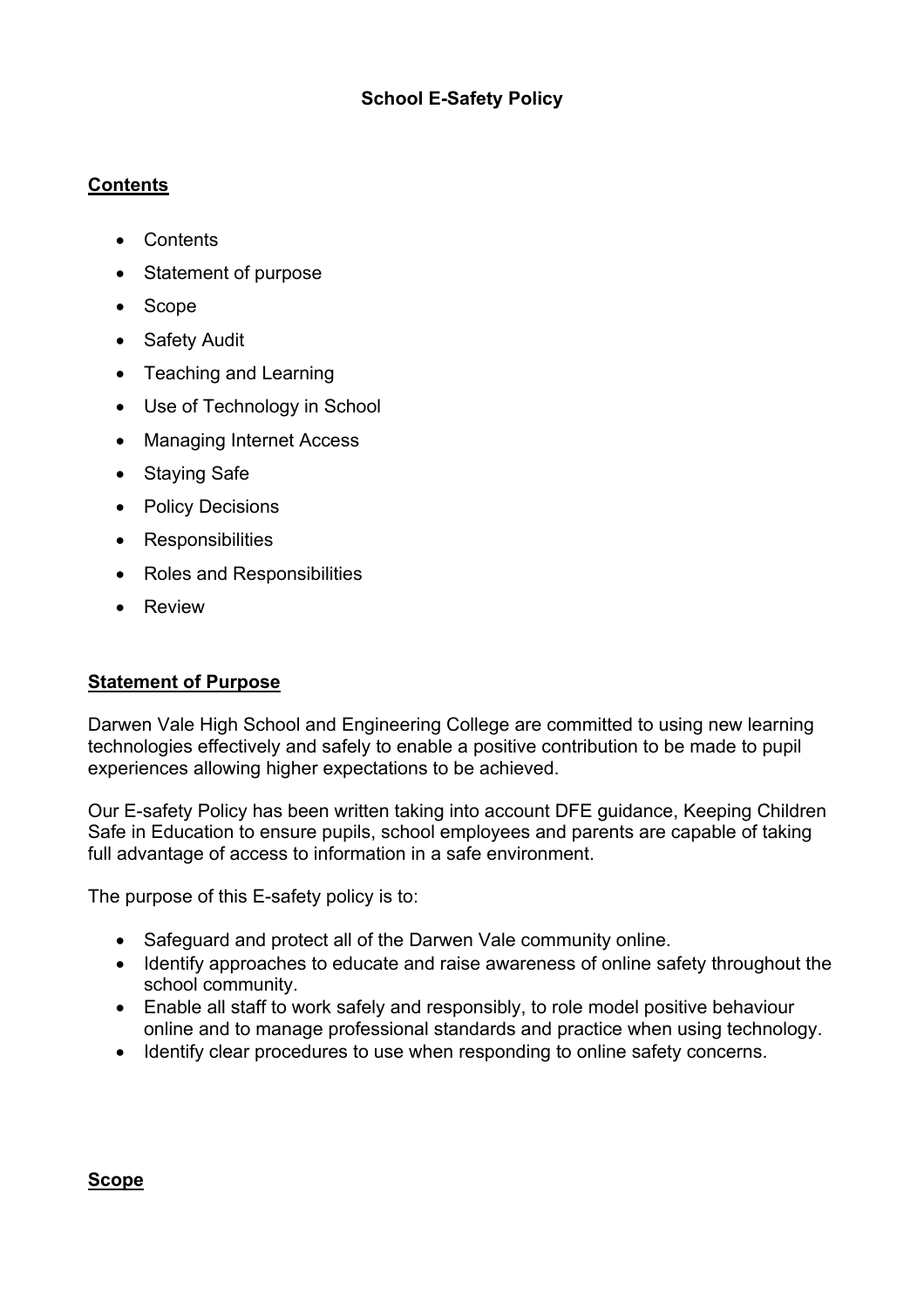**School E-Safety Policy**

## Contents

- Contents
- Statement of purpose
- Scope
- Safety Audit
- Teaching and Learning
- Use of Technology in School
- Managing Internet Access
- Staying Safe
- Policy Decisions
- Responsibilities
- Roles and Responsibilities
- Review

## Statement of Purpose

Darwen Vale High School and Engineering College are committed to using new learning technologies effectively and safely to enable a positive contribution to be made to pupil experiences allowing higher expectations to be achieved.

Our E-safety Policy has been written taking into account DFE guidance, Keeping Children Safe in Education to ensure pupils, school employees and parents are capable of taking full advantage of access to information in a safe environment.

The purpose of this E-safety policy is to:

- Safeguard and protect all of the Darwen Vale community online.
- Identify approaches to educate and raise awareness of online safety throughout the school community.
- Enable all staff to work safely and responsibly, to role model positive behaviour online and to manage professional standards and practice when using technology.
- Identify clear procedures to use when responding to online safety concerns.

## Scope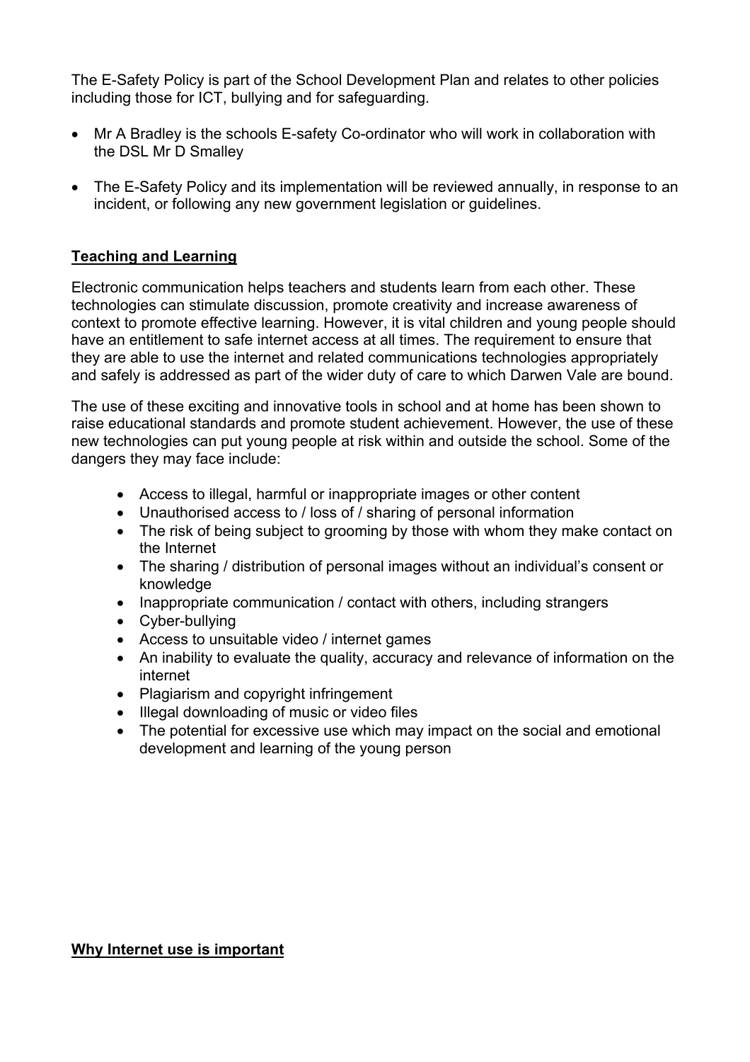The E-Safety Policy is part of the School Development Plan and relates to other policies including those for ICT, bullying and for safeguarding.

- Mr A Bradley is the schools E-safety Co-ordinator who will work in collaboration with the DSL Mr D Smalley

- The E-Safety Policy and its implementation will be reviewed annually, in response to an incident, or following any new government legislation or guidelines.

**Teaching and Learning**

Electronic communication helps teachers and students learn from each other. These technologies can stimulate discussion, promote creativity and increase awareness of context to promote effective learning. However, it is vital children and young people should have an entitlement to safe internet access at all times. The requirement to ensure that they are able to use the internet and related communications technologies appropriately and safely is addressed as part of the wider duty of care to which Darwen Vale are bound.

The use of these exciting and innovative tools in school and at home has been shown to raise educational standards and promote student achievement. However, the use of these new technologies can put young people at risk within and outside the school. Some of the dangers they may face include:

- Access to illegal, harmful or inappropriate images or other content
- Unauthorised access to / loss of / sharing of personal information
- The risk of being subject to grooming by those with whom they make contact on the Internet
- The sharing / distribution of personal images without an individual's consent or knowledge
- Inappropriate communication / contact with others, including strangers
- Cyber-bullying
- Access to unsuitable video / internet games
- An inability to evaluate the quality, accuracy and relevance of information on the internet
- Plagiarism and copyright infringement
- Illegal downloading of music or video files
- The potential for excessive use which may impact on the social and emotional development and learning of the young person

**Why Internet use is important**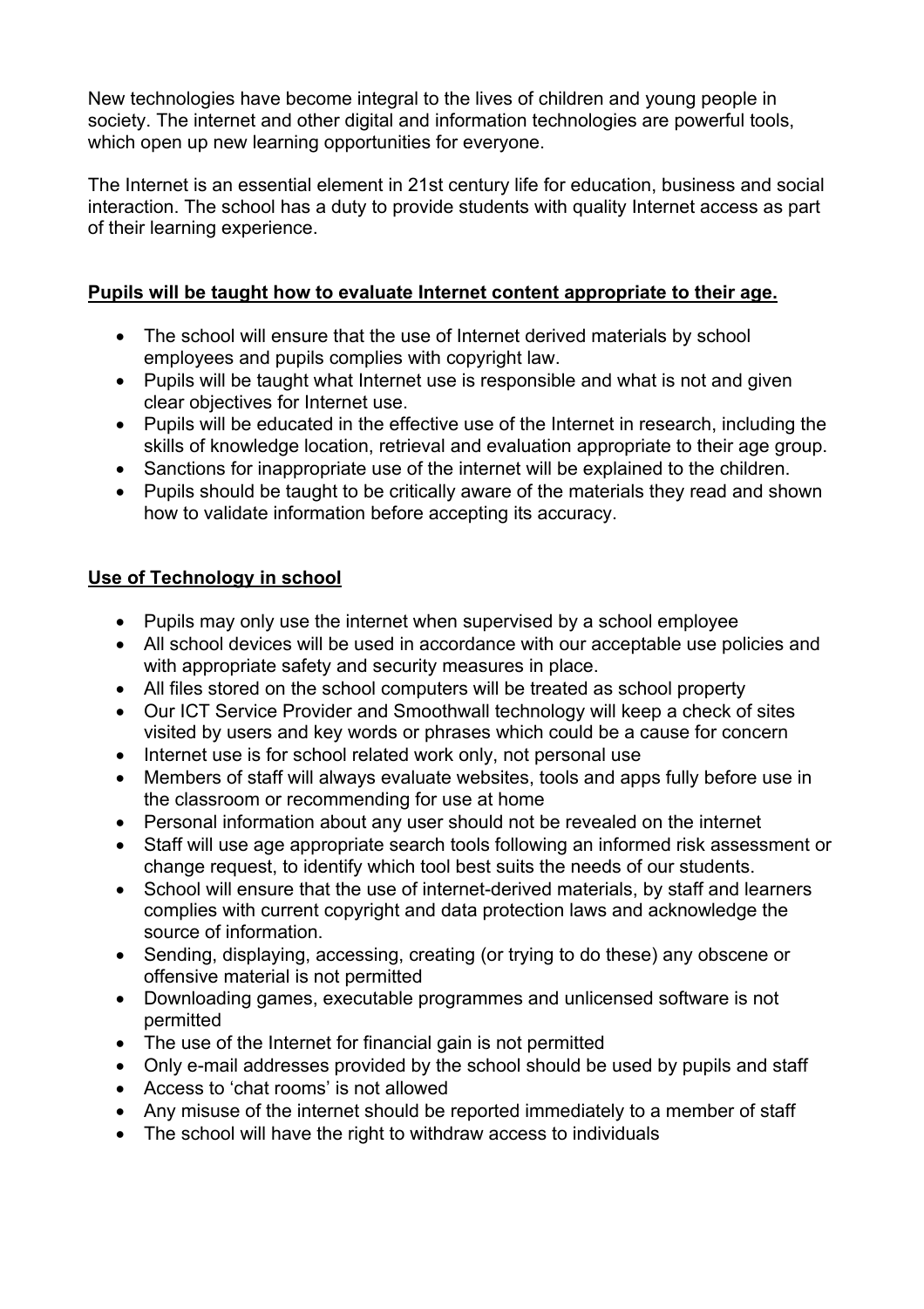New technologies have become integral to the lives of children and young people in society. The internet and other digital and information technologies are powerful tools, which open up new learning opportunities for everyone.

The Internet is an essential element in 21st century life for education, business and social interaction. The school has a duty to provide students with quality Internet access as part of their learning experience.

**Pupils will be taught how to evaluate Internet content appropriate to their age.**

- The school will ensure that the use of Internet derived materials by school employees and pupils complies with copyright law.
- Pupils will be taught what Internet use is responsible and what is not and given clear objectives for Internet use.
- Pupils will be educated in the effective use of the Internet in research, including the skills of knowledge location, retrieval and evaluation appropriate to their age group.
- Sanctions for inappropriate use of the internet will be explained to the children.
- Pupils should be taught to be critically aware of the materials they read and shown how to validate information before accepting its accuracy.

**Use of Technology in school**

- Pupils may only use the internet when supervised by a school employee
- All school devices will be used in accordance with our acceptable use policies and with appropriate safety and security measures in place.
- All files stored on the school computers will be treated as school property
- Our ICT Service Provider and Smoothwall technology will keep a check of sites visited by users and key words or phrases which could be a cause for concern
- Internet use is for school related work only, not personal use
- Members of staff will always evaluate websites, tools and apps fully before use in the classroom or recommending for use at home
- Personal information about any user should not be revealed on the internet
- Staff will use age appropriate search tools following an informed risk assessment or change request, to identify which tool best suits the needs of our students.
- School will ensure that the use of internet-derived materials, by staff and learners complies with current copyright and data protection laws and acknowledge the source of information.
- Sending, displaying, accessing, creating (or trying to do these) any obscene or offensive material is not permitted
- Downloading games, executable programmes and unlicensed software is not permitted
- The use of the Internet for financial gain is not permitted
- Only e-mail addresses provided by the school should be used by pupils and staff
- Access to 'chat rooms' is not allowed
- Any misuse of the internet should be reported immediately to a member of staff
- The school will have the right to withdraw access to individuals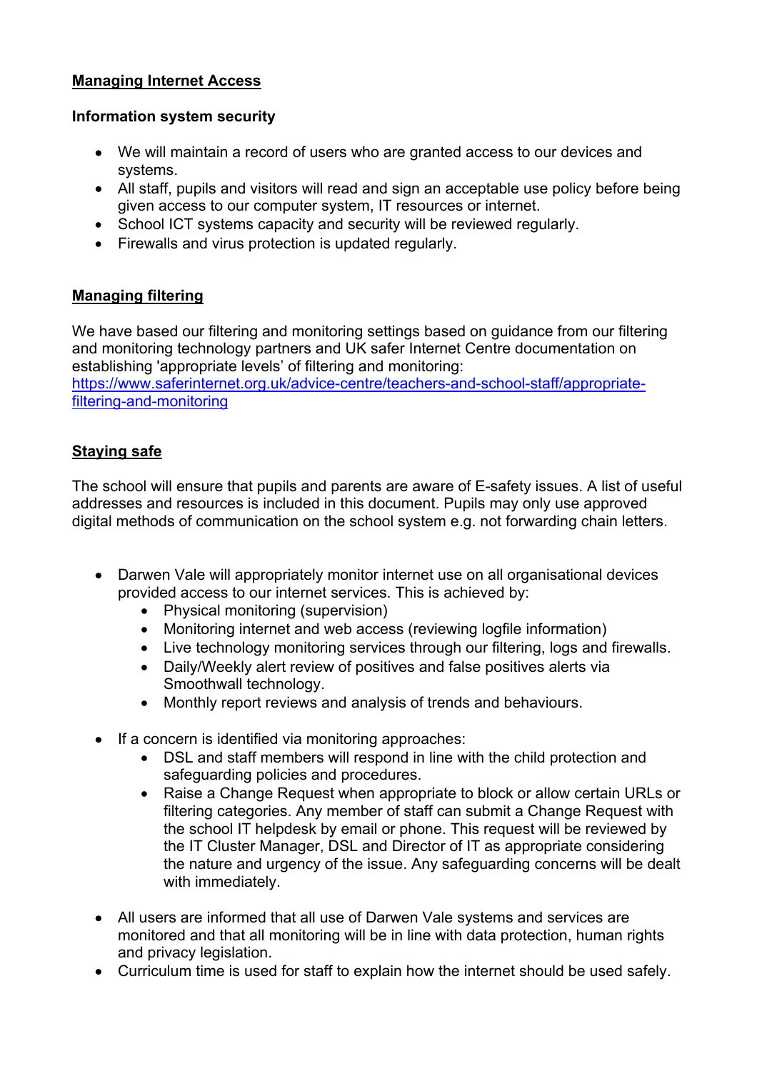## Managing Internet Access

### Information system security

- We will maintain a record of users who are granted access to our devices and systems.
- All staff, pupils and visitors will read and sign an acceptable use policy before being given access to our computer system, IT resources or internet.
- School ICT systems capacity and security will be reviewed regularly.
- Firewalls and virus protection is updated regularly.

## Managing filtering

We have based our filtering and monitoring settings based on guidance from our filtering and monitoring technology partners and UK safer Internet Centre documentation on establishing 'appropriate levels' of filtering and monitoring: [https://www.saferinternet.org.uk/advice-centre/teachers-and-school-staff/appropriate-filtering-and-monitoring](https://www.saferinternet.org.uk/advice-centre/teachers-and-school-staff/appropriate-filtering-and-monitoring)

## Staying safe

The school will ensure that pupils and parents are aware of E-safety issues. A list of useful addresses and resources is included in this document. Pupils may only use approved digital methods of communication on the school system e.g. not forwarding chain letters.

- Darwen Vale will appropriately monitor internet use on all organisational devices provided access to our internet services. This is achieved by:
  - Physical monitoring (supervision)
  - Monitoring internet and web access (reviewing logfile information)
  - Live technology monitoring services through our filtering, logs and firewalls.
  - Daily/Weekly alert review of positives and false positives alerts via Smoothwall technology.
  - Monthly report reviews and analysis of trends and behaviours.

- If a concern is identified via monitoring approaches:
  - DSL and staff members will respond in line with the child protection and safeguarding policies and procedures.
  - Raise a Change Request when appropriate to block or allow certain URLs or filtering categories. Any member of staff can submit a Change Request with the school IT helpdesk by email or phone. This request will be reviewed by the IT Cluster Manager, DSL and Director of IT as appropriate considering the nature and urgency of the issue. Any safeguarding concerns will be dealt with immediately.

- All users are informed that all use of Darwen Vale systems and services are monitored and that all monitoring will be in line with data protection, human rights and privacy legislation.
- Curriculum time is used for staff to explain how the internet should be used safely.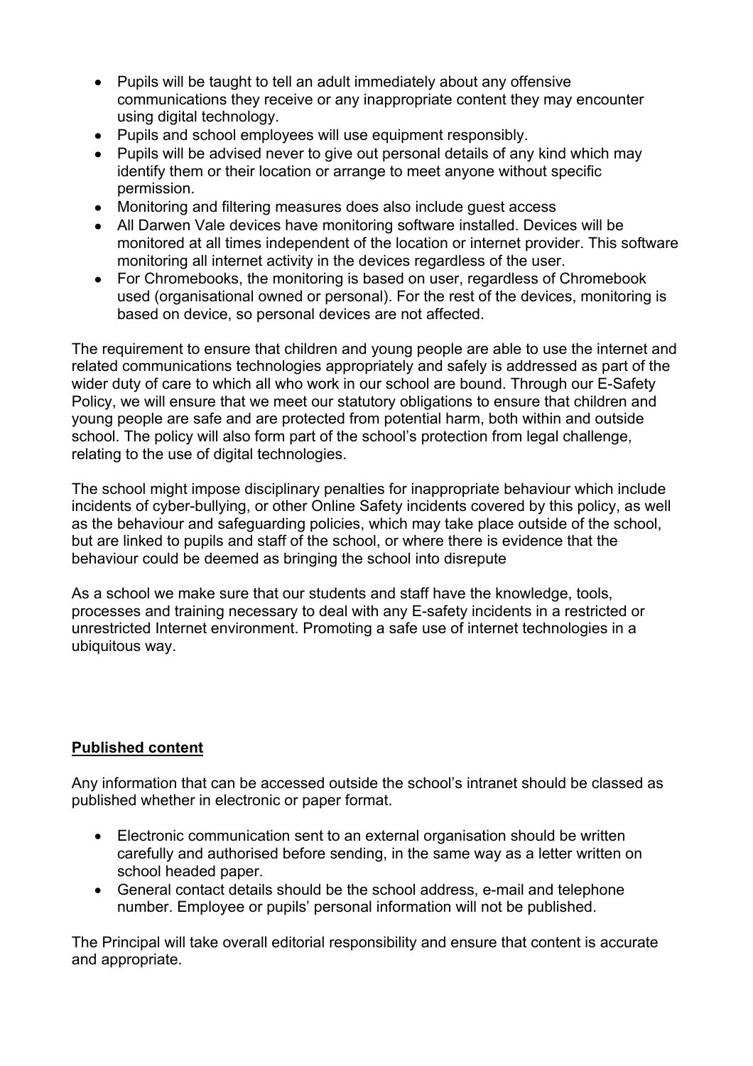- Pupils will be taught to tell an adult immediately about any offensive communications they receive or any inappropriate content they may encounter using digital technology.
- Pupils and school employees will use equipment responsibly.
- Pupils will be advised never to give out personal details of any kind which may identify them or their location or arrange to meet anyone without specific permission.
- Monitoring and filtering measures does also include guest access
- All Darwen Vale devices have monitoring software installed. Devices will be monitored at all times independent of the location or internet provider. This software monitoring all internet activity in the devices regardless of the user.
- For Chromebooks, the monitoring is based on user, regardless of Chromebook used (organisational owned or personal). For the rest of the devices, monitoring is based on device, so personal devices are not affected.

The requirement to ensure that children and young people are able to use the internet and related communications technologies appropriately and safely is addressed as part of the wider duty of care to which all who work in our school are bound. Through our E-Safety Policy, we will ensure that we meet our statutory obligations to ensure that children and young people are safe and are protected from potential harm, both within and outside school. The policy will also form part of the school's protection from legal challenge, relating to the use of digital technologies.

The school might impose disciplinary penalties for inappropriate behaviour which include incidents of cyber-bullying, or other Online Safety incidents covered by this policy, as well as the behaviour and safeguarding policies, which may take place outside of the school, but are linked to pupils and staff of the school, or where there is evidence that the behaviour could be deemed as bringing the school into disrepute

As a school we make sure that our students and staff have the knowledge, tools, processes and training necessary to deal with any E-safety incidents in a restricted or unrestricted Internet environment. Promoting a safe use of internet technologies in a ubiquitous way.

## Published content

Any information that can be accessed outside the school's intranet should be classed as published whether in electronic or paper format.

- Electronic communication sent to an external organisation should be written carefully and authorised before sending, in the same way as a letter written on school headed paper.
- General contact details should be the school address, e-mail and telephone number. Employee or pupils' personal information will not be published.

The Principal will take overall editorial responsibility and ensure that content is accurate and appropriate.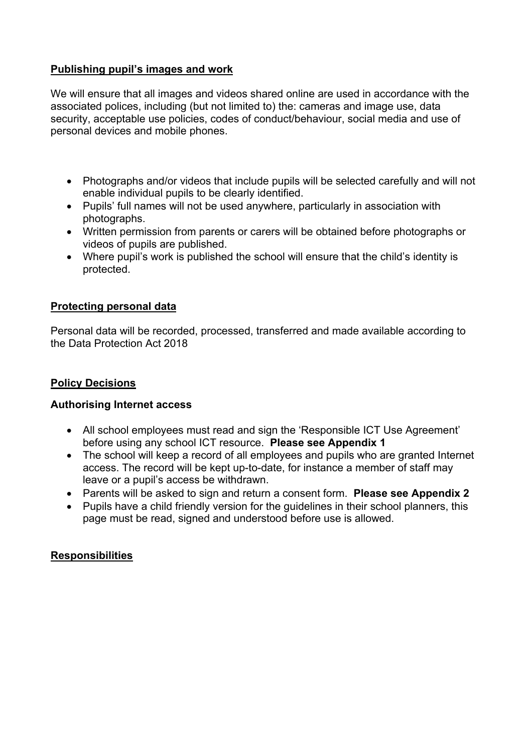## Publishing pupil's images and work

We will ensure that all images and videos shared online are used in accordance with the associated polices, including (but not limited to) the: cameras and image use, data security, acceptable use policies, codes of conduct/behaviour, social media and use of personal devices and mobile phones.

- Photographs and/or videos that include pupils will be selected carefully and will not enable individual pupils to be clearly identified.
- Pupils' full names will not be used anywhere, particularly in association with photographs.
- Written permission from parents or carers will be obtained before photographs or videos of pupils are published.
- Where pupil's work is published the school will ensure that the child's identity is protected.

## Protecting personal data

Personal data will be recorded, processed, transferred and made available according to the Data Protection Act 2018

## Policy Decisions

### Authorising Internet access

- All school employees must read and sign the 'Responsible ICT Use Agreement' before using any school ICT resource. **Please see Appendix 1**
- The school will keep a record of all employees and pupils who are granted Internet access. The record will be kept up-to-date, for instance a member of staff may leave or a pupil's access be withdrawn.
- Parents will be asked to sign and return a consent form. **Please see Appendix 2**
- Pupils have a child friendly version for the guidelines in their school planners, this page must be read, signed and understood before use is allowed.

## Responsibilities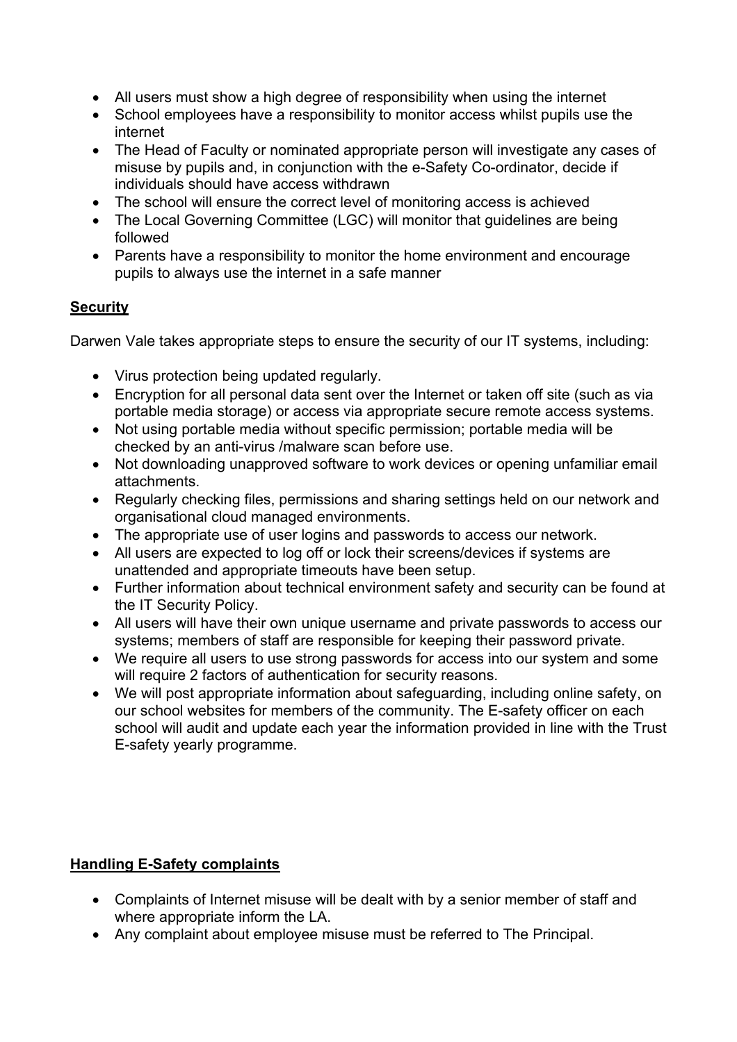- All users must show a high degree of responsibility when using the internet
- School employees have a responsibility to monitor access whilst pupils use the internet
- The Head of Faculty or nominated appropriate person will investigate any cases of misuse by pupils and, in conjunction with the e-Safety Co-ordinator, decide if individuals should have access withdrawn
- The school will ensure the correct level of monitoring access is achieved
- The Local Governing Committee (LGC) will monitor that guidelines are being followed
- Parents have a responsibility to monitor the home environment and encourage pupils to always use the internet in a safe manner

**Security**

Darwen Vale takes appropriate steps to ensure the security of our IT systems, including:

- Virus protection being updated regularly.
- Encryption for all personal data sent over the Internet or taken off site (such as via portable media storage) or access via appropriate secure remote access systems.
- Not using portable media without specific permission; portable media will be checked by an anti-virus /malware scan before use.
- Not downloading unapproved software to work devices or opening unfamiliar email attachments.
- Regularly checking files, permissions and sharing settings held on our network and organisational cloud managed environments.
- The appropriate use of user logins and passwords to access our network.
- All users are expected to log off or lock their screens/devices if systems are unattended and appropriate timeouts have been setup.
- Further information about technical environment safety and security can be found at the IT Security Policy.
- All users will have their own unique username and private passwords to access our systems; members of staff are responsible for keeping their password private.
- We require all users to use strong passwords for access into our system and some will require 2 factors of authentication for security reasons.
- We will post appropriate information about safeguarding, including online safety, on our school websites for members of the community. The E-safety officer on each school will audit and update each year the information provided in line with the Trust E-safety yearly programme.

**Handling E-Safety complaints**

- Complaints of Internet misuse will be dealt with by a senior member of staff and where appropriate inform the LA.
- Any complaint about employee misuse must be referred to The Principal.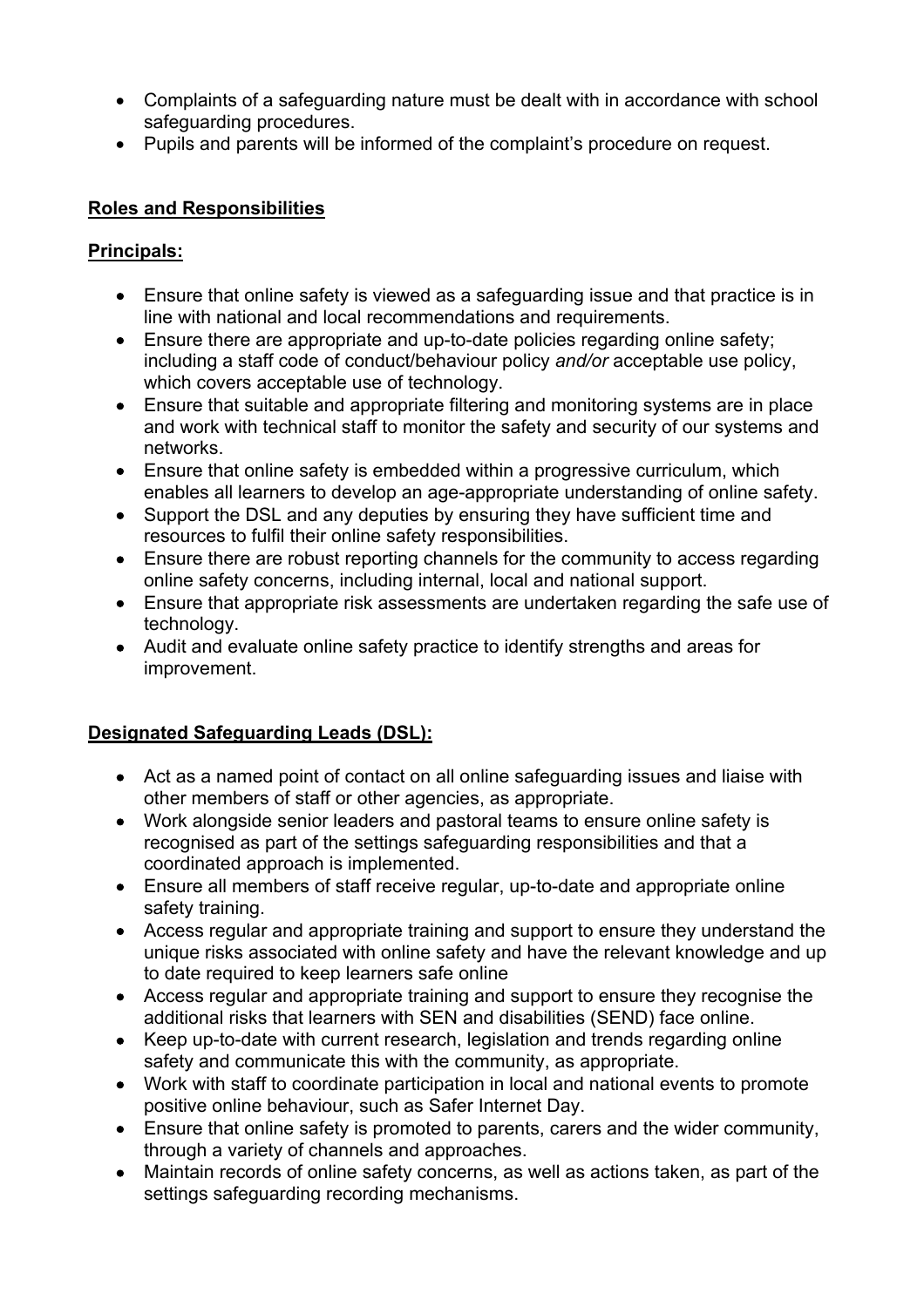- Complaints of a safeguarding nature must be dealt with in accordance with school safeguarding procedures.
- Pupils and parents will be informed of the complaint's procedure on request.

## Roles and Responsibilities

### Principals:

- Ensure that online safety is viewed as a safeguarding issue and that practice is in line with national and local recommendations and requirements.
- Ensure there are appropriate and up-to-date policies regarding online safety; including a staff code of conduct/behaviour policy *and/or* acceptable use policy, which covers acceptable use of technology.
- Ensure that suitable and appropriate filtering and monitoring systems are in place and work with technical staff to monitor the safety and security of our systems and networks.
- Ensure that online safety is embedded within a progressive curriculum, which enables all learners to develop an age-appropriate understanding of online safety.
- Support the DSL and any deputies by ensuring they have sufficient time and resources to fulfil their online safety responsibilities.
- Ensure there are robust reporting channels for the community to access regarding online safety concerns, including internal, local and national support.
- Ensure that appropriate risk assessments are undertaken regarding the safe use of technology.
- Audit and evaluate online safety practice to identify strengths and areas for improvement.

### Designated Safeguarding Leads (DSL):

- Act as a named point of contact on all online safeguarding issues and liaise with other members of staff or other agencies, as appropriate.
- Work alongside senior leaders and pastoral teams to ensure online safety is recognised as part of the settings safeguarding responsibilities and that a coordinated approach is implemented.
- Ensure all members of staff receive regular, up-to-date and appropriate online safety training.
- Access regular and appropriate training and support to ensure they understand the unique risks associated with online safety and have the relevant knowledge and up to date required to keep learners safe online
- Access regular and appropriate training and support to ensure they recognise the additional risks that learners with SEN and disabilities (SEND) face online.
- Keep up-to-date with current research, legislation and trends regarding online safety and communicate this with the community, as appropriate.
- Work with staff to coordinate participation in local and national events to promote positive online behaviour, such as Safer Internet Day.
- Ensure that online safety is promoted to parents, carers and the wider community, through a variety of channels and approaches.
- Maintain records of online safety concerns, as well as actions taken, as part of the settings safeguarding recording mechanisms.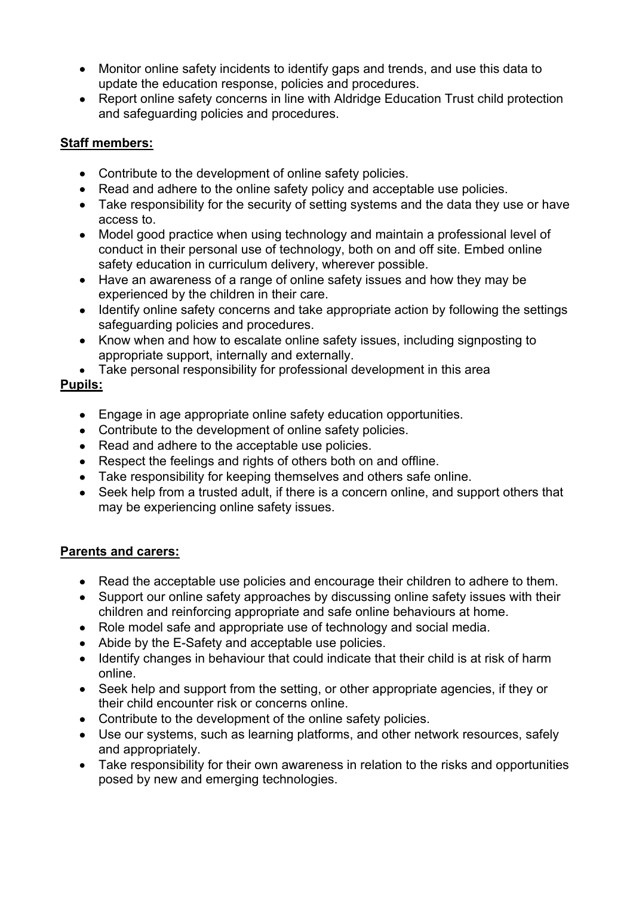- Monitor online safety incidents to identify gaps and trends, and use this data to update the education response, policies and procedures.
- Report online safety concerns in line with Aldridge Education Trust child protection and safeguarding policies and procedures.

**Staff members:**

- Contribute to the development of online safety policies.
- Read and adhere to the online safety policy and acceptable use policies.
- Take responsibility for the security of setting systems and the data they use or have access to.
- Model good practice when using technology and maintain a professional level of conduct in their personal use of technology, both on and off site. Embed online safety education in curriculum delivery, wherever possible.
- Have an awareness of a range of online safety issues and how they may be experienced by the children in their care.
- Identify online safety concerns and take appropriate action by following the settings safeguarding policies and procedures.
- Know when and how to escalate online safety issues, including signposting to appropriate support, internally and externally.
- Take personal responsibility for professional development in this area

**Pupils:**

- Engage in age appropriate online safety education opportunities.
- Contribute to the development of online safety policies.
- Read and adhere to the acceptable use policies.
- Respect the feelings and rights of others both on and offline.
- Take responsibility for keeping themselves and others safe online.
- Seek help from a trusted adult, if there is a concern online, and support others that may be experiencing online safety issues.

**Parents and carers:**

- Read the acceptable use policies and encourage their children to adhere to them.
- Support our online safety approaches by discussing online safety issues with their children and reinforcing appropriate and safe online behaviours at home.
- Role model safe and appropriate use of technology and social media.
- Abide by the E-Safety and acceptable use policies.
- Identify changes in behaviour that could indicate that their child is at risk of harm online.
- Seek help and support from the setting, or other appropriate agencies, if they or their child encounter risk or concerns online.
- Contribute to the development of the online safety policies.
- Use our systems, such as learning platforms, and other network resources, safely and appropriately.
- Take responsibility for their own awareness in relation to the risks and opportunities posed by new and emerging technologies.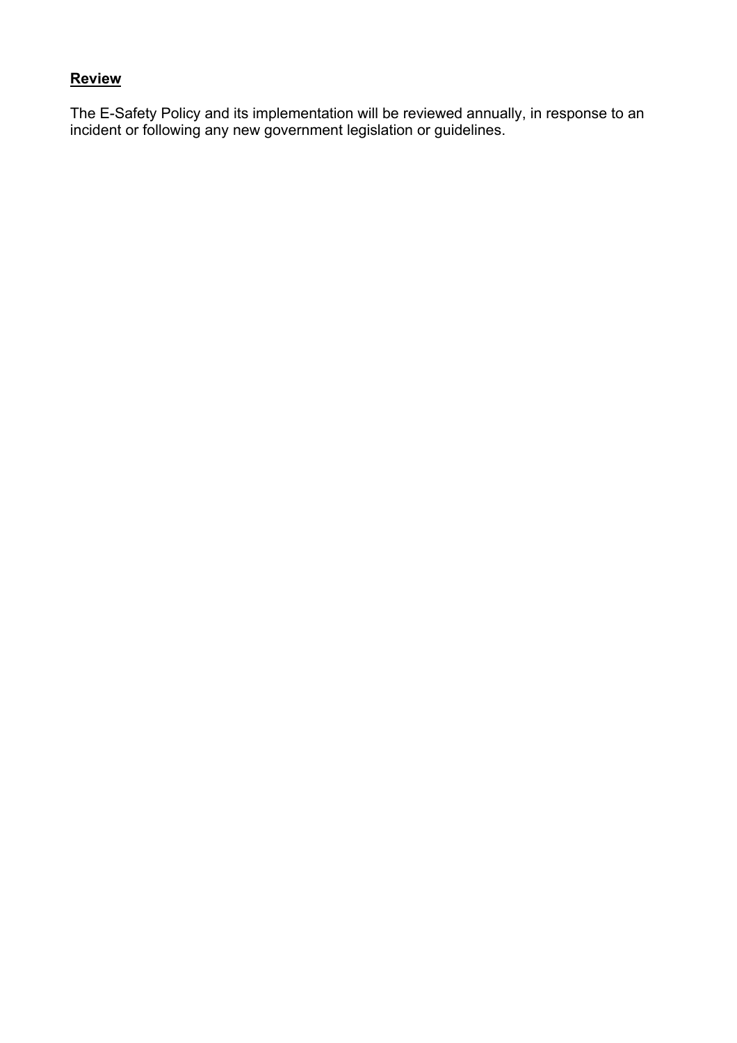## **Review**

The E-Safety Policy and its implementation will be reviewed annually, in response to an incident or following any new government legislation or guidelines.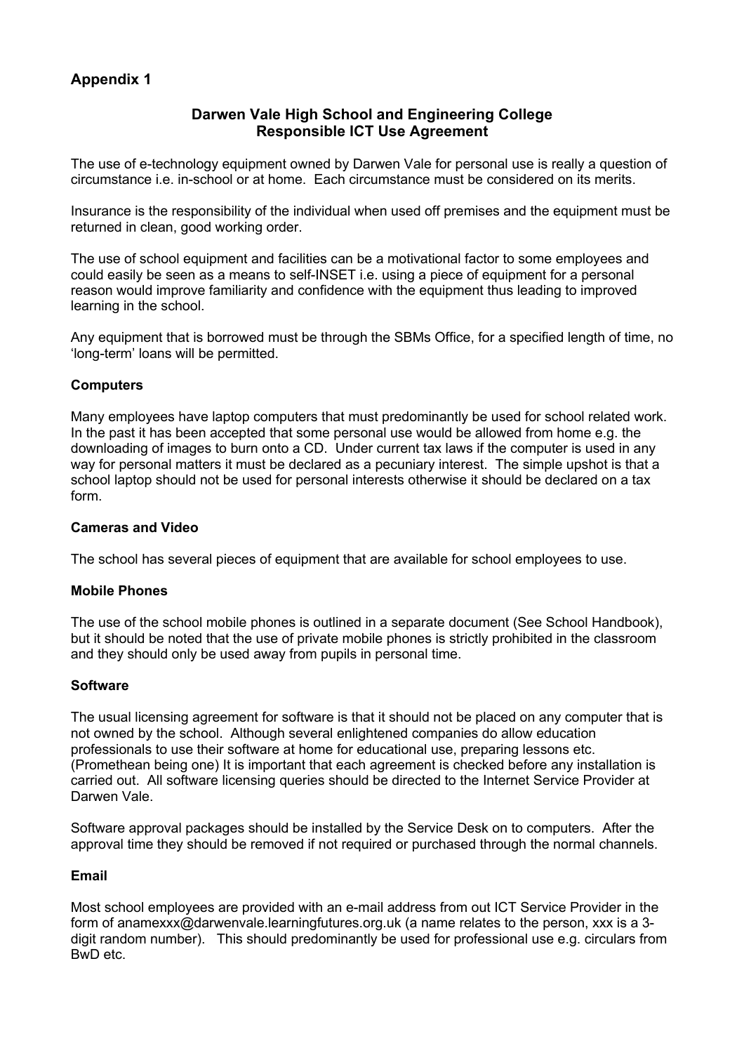## Appendix 1

### Darwen Vale High School and Engineering College
### Responsible ICT Use Agreement

The use of e-technology equipment owned by Darwen Vale for personal use is really a question of circumstance i.e. in-school or at home. Each circumstance must be considered on its merits.

Insurance is the responsibility of the individual when used off premises and the equipment must be returned in clean, good working order.

The use of school equipment and facilities can be a motivational factor to some employees and could easily be seen as a means to self-INSET i.e. using a piece of equipment for a personal reason would improve familiarity and confidence with the equipment thus leading to improved learning in the school.

Any equipment that is borrowed must be through the SBMs Office, for a specified length of time, no 'long-term' loans will be permitted.

**Computers**

Many employees have laptop computers that must predominantly be used for school related work. In the past it has been accepted that some personal use would be allowed from home e.g. the downloading of images to burn onto a CD. Under current tax laws if the computer is used in any way for personal matters it must be declared as a pecuniary interest. The simple upshot is that a school laptop should not be used for personal interests otherwise it should be declared on a tax form.

**Cameras and Video**

The school has several pieces of equipment that are available for school employees to use.

**Mobile Phones**

The use of the school mobile phones is outlined in a separate document (See School Handbook), but it should be noted that the use of private mobile phones is strictly prohibited in the classroom and they should only be used away from pupils in personal time.

**Software**

The usual licensing agreement for software is that it should not be placed on any computer that is not owned by the school. Although several enlightened companies do allow education professionals to use their software at home for educational use, preparing lessons etc. (Promethean being one) It is important that each agreement is checked before any installation is carried out. All software licensing queries should be directed to the Internet Service Provider at Darwen Vale.

Software approval packages should be installed by the Service Desk on to computers. After the approval time they should be removed if not required or purchased through the normal channels.

**Email**

Most school employees are provided with an e-mail address from out ICT Service Provider in the form of anamexxx@darwenvale.learningfutures.org.uk (a name relates to the person, xxx is a 3-digit random number). This should predominantly be used for professional use e.g. circulars from BwD etc.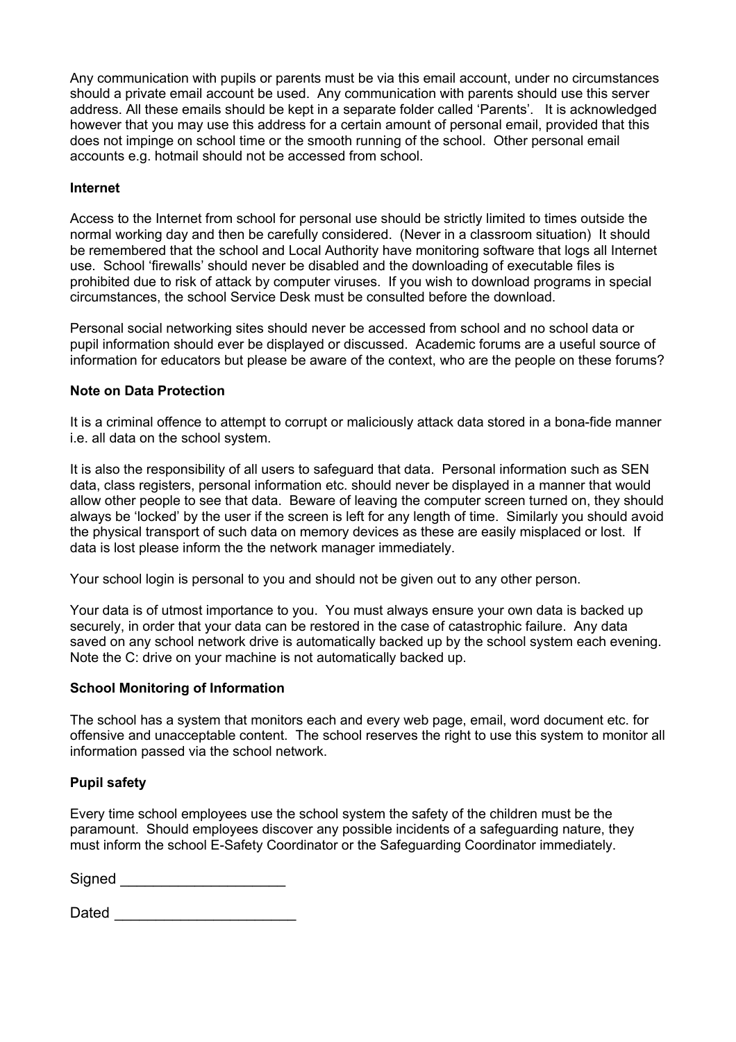Any communication with pupils or parents must be via this email account, under no circumstances should a private email account be used. Any communication with parents should use this server address. All these emails should be kept in a separate folder called 'Parents'. It is acknowledged however that you may use this address for a certain amount of personal email, provided that this does not impinge on school time or the smooth running of the school. Other personal email accounts e.g. hotmail should not be accessed from school.

**Internet**

Access to the Internet from school for personal use should be strictly limited to times outside the normal working day and then be carefully considered. (Never in a classroom situation) It should be remembered that the school and Local Authority have monitoring software that logs all Internet use. School 'firewalls' should never be disabled and the downloading of executable files is prohibited due to risk of attack by computer viruses. If you wish to download programs in special circumstances, the school Service Desk must be consulted before the download.

Personal social networking sites should never be accessed from school and no school data or pupil information should ever be displayed or discussed. Academic forums are a useful source of information for educators but please be aware of the context, who are the people on these forums?

**Note on Data Protection**

It is a criminal offence to attempt to corrupt or maliciously attack data stored in a bona-fide manner i.e. all data on the school system.

It is also the responsibility of all users to safeguard that data. Personal information such as SEN data, class registers, personal information etc. should never be displayed in a manner that would allow other people to see that data. Beware of leaving the computer screen turned on, they should always be 'locked' by the user if the screen is left for any length of time. Similarly you should avoid the physical transport of such data on memory devices as these are easily misplaced or lost. If data is lost please inform the the network manager immediately.

Your school login is personal to you and should not be given out to any other person.

Your data is of utmost importance to you. You must always ensure your own data is backed up securely, in order that your data can be restored in the case of catastrophic failure. Any data saved on any school network drive is automatically backed up by the school system each evening. Note the C: drive on your machine is not automatically backed up.

**School Monitoring of Information**

The school has a system that monitors each and every web page, email, word document etc. for offensive and unacceptable content. The school reserves the right to use this system to monitor all information passed via the school network.

**Pupil safety**

Every time school employees use the school system the safety of the children must be the paramount. Should employees discover any possible incidents of a safeguarding nature, they must inform the school E-Safety Coordinator or the Safeguarding Coordinator immediately.

Signed ____________________

Dated ______________________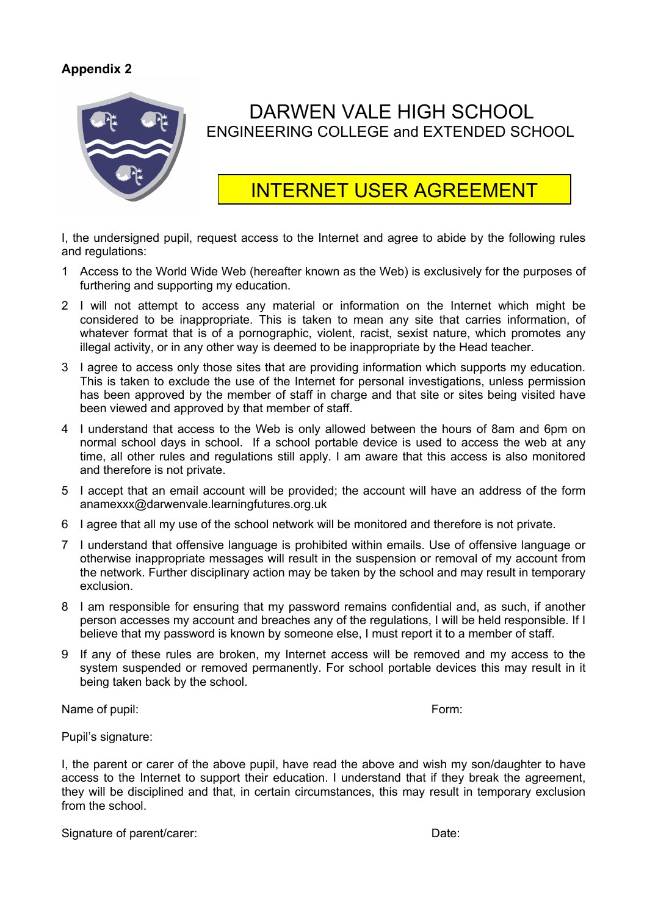**Appendix 2**

# DARWEN VALE HIGH SCHOOL

ENGINEERING COLLEGE and EXTENDED SCHOOL

## INTERNET USER AGREEMENT

I, the undersigned pupil, request access to the Internet and agree to abide by the following rules and regulations:

1. Access to the World Wide Web (hereafter known as the Web) is exclusively for the purposes of furthering and supporting my education.
2. I will not attempt to access any material or information on the Internet which might be considered to be inappropriate. This is taken to mean any site that carries information, of whatever format that is of a pornographic, violent, racist, sexist nature, which promotes any illegal activity, or in any other way is deemed to be inappropriate by the Head teacher.
3. I agree to access only those sites that are providing information which supports my education. This is taken to exclude the use of the Internet for personal investigations, unless permission has been approved by the member of staff in charge and that site or sites being visited have been viewed and approved by that member of staff.
4. I understand that access to the Web is only allowed between the hours of 8am and 6pm on normal school days in school. If a school portable device is used to access the web at any time, all other rules and regulations still apply. I am aware that this access is also monitored and therefore is not private.
5. I accept that an email account will be provided; the account will have an address of the form anamexxx@darwenvale.learningfutures.org.uk
6. I agree that all my use of the school network will be monitored and therefore is not private.
7. I understand that offensive language is prohibited within emails. Use of offensive language or otherwise inappropriate messages will result in the suspension or removal of my account from the network. Further disciplinary action may be taken by the school and may result in temporary exclusion.
8. I am responsible for ensuring that my password remains confidential and, as such, if another person accesses my account and breaches any of the regulations, I will be held responsible. If I believe that my password is known by someone else, I must report it to a member of staff.
9. If any of these rules are broken, my Internet access will be removed and my access to the system suspended or removed permanently. For school portable devices this may result in it being taken back by the school.

Name of pupil: Form:

Pupil's signature:

I, the parent or carer of the above pupil, have read the above and wish my son/daughter to have access to the Internet to support their education. I understand that if they break the agreement, they will be disciplined and that, in certain circumstances, this may result in temporary exclusion from the school.

Signature of parent/carer: Date: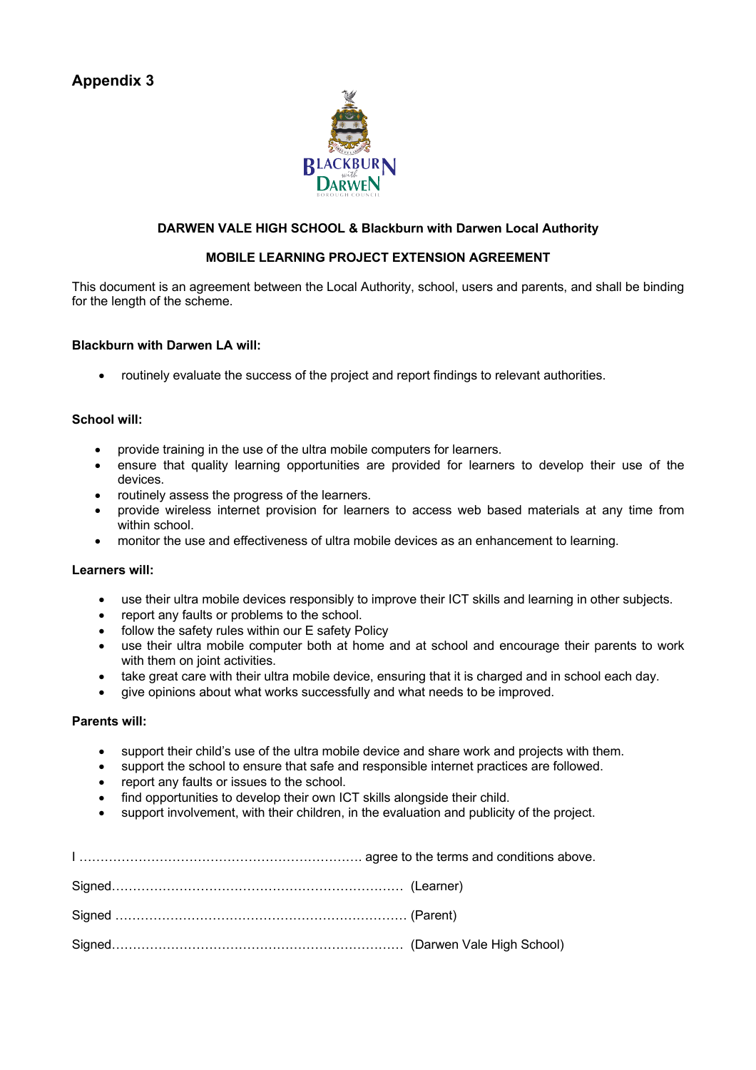## Appendix 3

**DARWEN VALE HIGH SCHOOL & Blackburn with Darwen Local Authority**

**MOBILE LEARNING PROJECT EXTENSION AGREEMENT**

This document is an agreement between the Local Authority, school, users and parents, and shall be binding for the length of the scheme.

**Blackburn with Darwen LA will:**

- routinely evaluate the success of the project and report findings to relevant authorities.

**School will:**

- provide training in the use of the ultra mobile computers for learners.
- ensure that quality learning opportunities are provided for learners to develop their use of the devices.
- routinely assess the progress of the learners.
- provide wireless internet provision for learners to access web based materials at any time from within school.
- monitor the use and effectiveness of ultra mobile devices as an enhancement to learning.

**Learners will:**

- use their ultra mobile devices responsibly to improve their ICT skills and learning in other subjects.
- report any faults or problems to the school.
- follow the safety rules within our E safety Policy
- use their ultra mobile computer both at home and at school and encourage their parents to work with them on joint activities.
- take great care with their ultra mobile device, ensuring that it is charged and in school each day.
- give opinions about what works successfully and what needs to be improved.

**Parents will:**

- support their child's use of the ultra mobile device and share work and projects with them.
- support the school to ensure that safe and responsible internet practices are followed.
- report any faults or issues to the school.
- find opportunities to develop their own ICT skills alongside their child.
- support involvement, with their children, in the evaluation and publicity of the project.

I ………………………………………………………… agree to the terms and conditions above.

Signed…………………………………………………………… (Learner)

Signed …………………………………………………………… (Parent)

Signed…………………………………………………………… (Darwen Vale High School)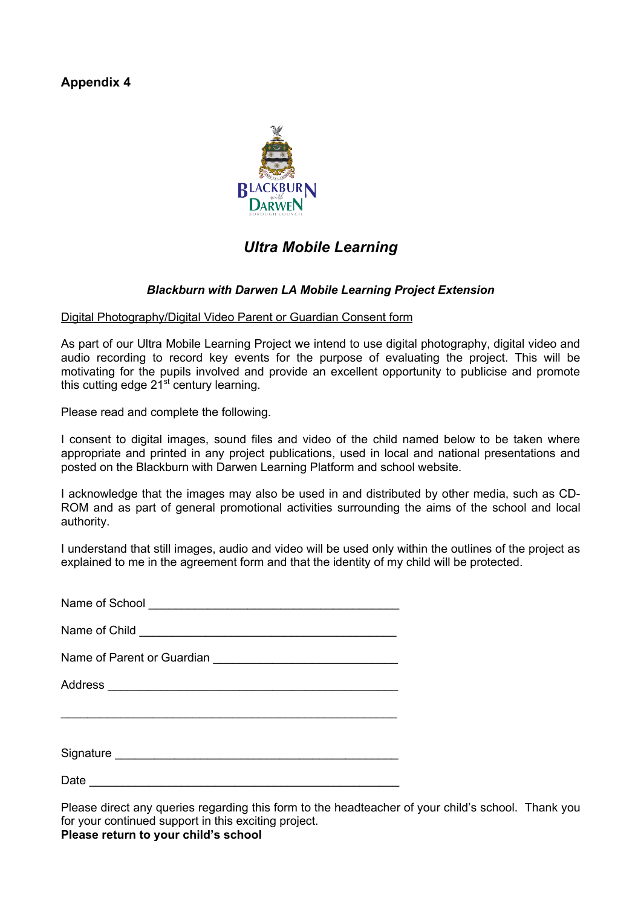**Appendix 4**

*Ultra Mobile Learning*

***Blackburn with Darwen LA Mobile Learning Project Extension***

Digital Photography/Digital Video Parent or Guardian Consent form

As part of our Ultra Mobile Learning Project we intend to use digital photography, digital video and audio recording to record key events for the purpose of evaluating the project. This will be motivating for the pupils involved and provide an excellent opportunity to publicise and promote this cutting edge 21st century learning.

Please read and complete the following.

I consent to digital images, sound files and video of the child named below to be taken where appropriate and printed in any project publications, used in local and national presentations and posted on the Blackburn with Darwen Learning Platform and school website.

I acknowledge that the images may also be used in and distributed by other media, such as CD-ROM and as part of general promotional activities surrounding the aims of the school and local authority.

I understand that still images, audio and video will be used only within the outlines of the project as explained to me in the agreement form and that the identity of my child will be protected.

Name of School _______________________________________

Name of Child ________________________________________

Name of Parent or Guardian ____________________________

Address _____________________________________________

_____________________________________________________

Signature ____________________________________________

Date ________________________________________________

Please direct any queries regarding this form to the headteacher of your child's school. Thank you for your continued support in this exciting project.

**Please return to your child's school**